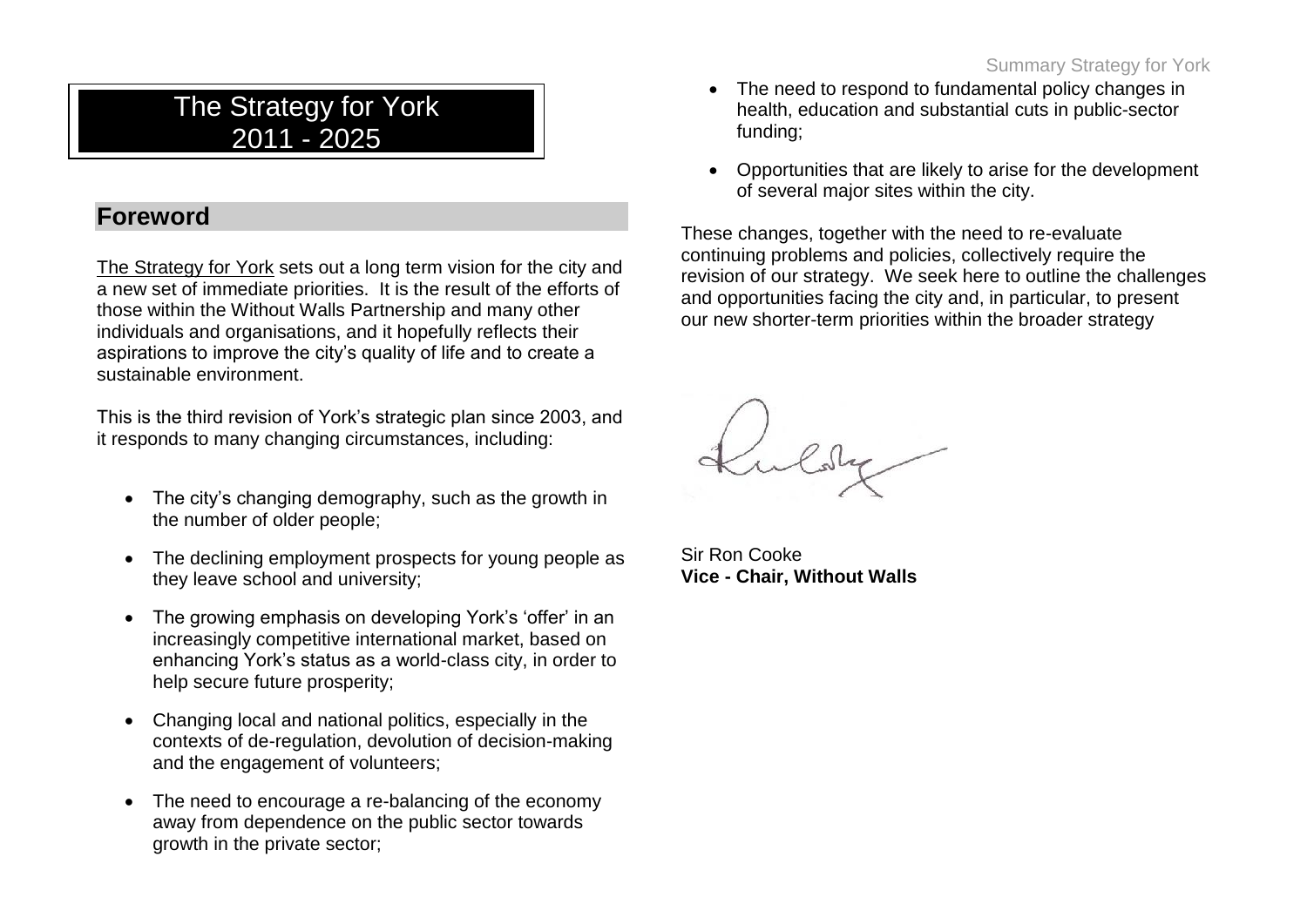# The Strategy for York 2011 - 2025

## Foreword

The Strategy for York sets out a long term vision for the city and a new set of immediate priorities. It is the result of the efforts of those within the Without Walls Partnership and many other individuals and organisations, and it hopefully reflects their aspirations to improve the city's quality of life and to create a sustainable environment.

This is the third revision of York's strategic plan since 2003, and it responds to many changing circumstances, including:

- The city's changing demography, such as the growth in the number of older people;
- The declining employment prospects for young people as they leave school and university;
- The growing emphasis on developing York's 'offer' in an increasingly competitive international market, based on enhancing York's status as a world-class city, in order to help secure future prosperity;
- Changing local and national politics, especially in the contexts of de-regulation, devolution of decision-making and the engagement of volunteers;
- The need to encourage a re-balancing of the economy away from dependence on the public sector towards growth in the private sector;
- The need to respond to fundamental policy changes in health, education and substantial cuts in public-sector funding;
- Opportunities that are likely to arise for the development of several major sites within the city.

These changes, together with the need to re-evaluate continuing problems and policies, collectively require the revision of our strategy. We seek here to outline the challenges and opportunities facing the city and, in particular, to present our new shorter-term priorities within the broader strategy

Sir Ron Cooke
**Vice - Chair, Without Walls**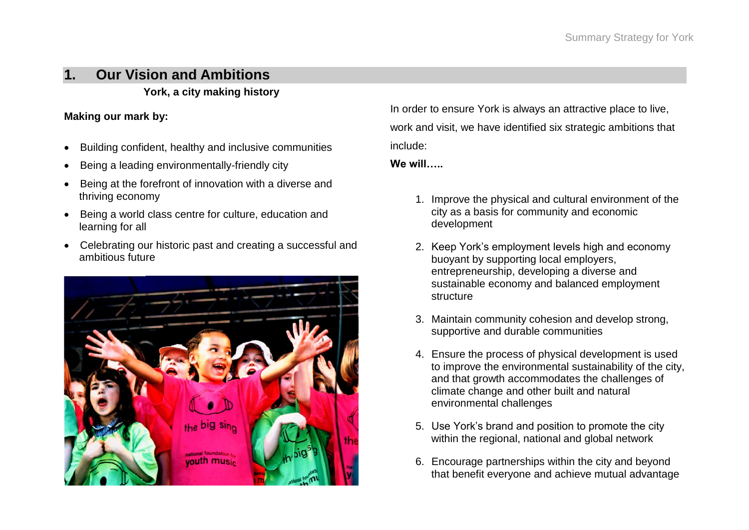## 1. Our Vision and Ambitions

**York, a city making history**

**Making our mark by:**

- Building confident, healthy and inclusive communities
- Being a leading environmentally-friendly city
- Being at the forefront of innovation with a diverse and thriving economy
- Being a world class centre for culture, education and learning for all
- Celebrating our historic past and creating a successful and ambitious future

In order to ensure York is always an attractive place to live, work and visit, we have identified six strategic ambitions that include:

**We will…..**

1. Improve the physical and cultural environment of the city as a basis for community and economic development
2. Keep York's employment levels high and economy buoyant by supporting local employers, entrepreneurship, developing a diverse and sustainable economy and balanced employment structure
3. Maintain community cohesion and develop strong, supportive and durable communities
4. Ensure the process of physical development is used to improve the environmental sustainability of the city, and that growth accommodates the challenges of climate change and other built and natural environmental challenges
5. Use York's brand and position to promote the city within the regional, national and global network
6. Encourage partnerships within the city and beyond that benefit everyone and achieve mutual advantage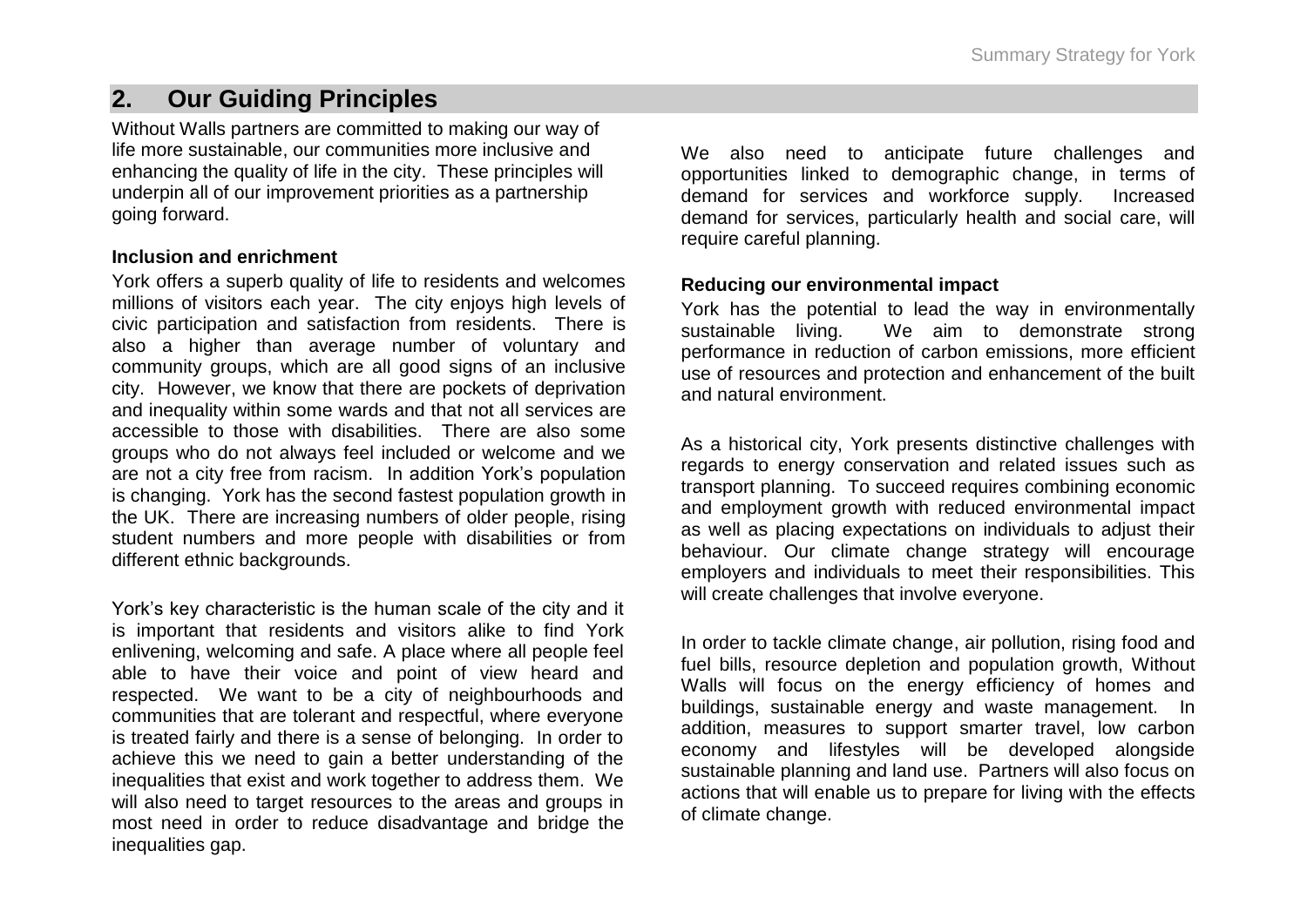## 2. Our Guiding Principles

Without Walls partners are committed to making our way of life more sustainable, our communities more inclusive and enhancing the quality of life in the city. These principles will underpin all of our improvement priorities as a partnership going forward.

**Inclusion and enrichment**

York offers a superb quality of life to residents and welcomes millions of visitors each year. The city enjoys high levels of civic participation and satisfaction from residents. There is also a higher than average number of voluntary and community groups, which are all good signs of an inclusive city. However, we know that there are pockets of deprivation and inequality within some wards and that not all services are accessible to those with disabilities. There are also some groups who do not always feel included or welcome and we are not a city free from racism. In addition York's population is changing. York has the second fastest population growth in the UK. There are increasing numbers of older people, rising student numbers and more people with disabilities or from different ethnic backgrounds.

York's key characteristic is the human scale of the city and it is important that residents and visitors alike to find York enlivening, welcoming and safe. A place where all people feel able to have their voice and point of view heard and respected. We want to be a city of neighbourhoods and communities that are tolerant and respectful, where everyone is treated fairly and there is a sense of belonging. In order to achieve this we need to gain a better understanding of the inequalities that exist and work together to address them. We will also need to target resources to the areas and groups in most need in order to reduce disadvantage and bridge the inequalities gap.

We also need to anticipate future challenges and opportunities linked to demographic change, in terms of demand for services and workforce supply. Increased demand for services, particularly health and social care, will require careful planning.

**Reducing our environmental impact**

York has the potential to lead the way in environmentally sustainable living. We aim to demonstrate strong performance in reduction of carbon emissions, more efficient use of resources and protection and enhancement of the built and natural environment.

As a historical city, York presents distinctive challenges with regards to energy conservation and related issues such as transport planning. To succeed requires combining economic and employment growth with reduced environmental impact as well as placing expectations on individuals to adjust their behaviour. Our climate change strategy will encourage employers and individuals to meet their responsibilities. This will create challenges that involve everyone.

In order to tackle climate change, air pollution, rising food and fuel bills, resource depletion and population growth, Without Walls will focus on the energy efficiency of homes and buildings, sustainable energy and waste management. In addition, measures to support smarter travel, low carbon economy and lifestyles will be developed alongside sustainable planning and land use. Partners will also focus on actions that will enable us to prepare for living with the effects of climate change.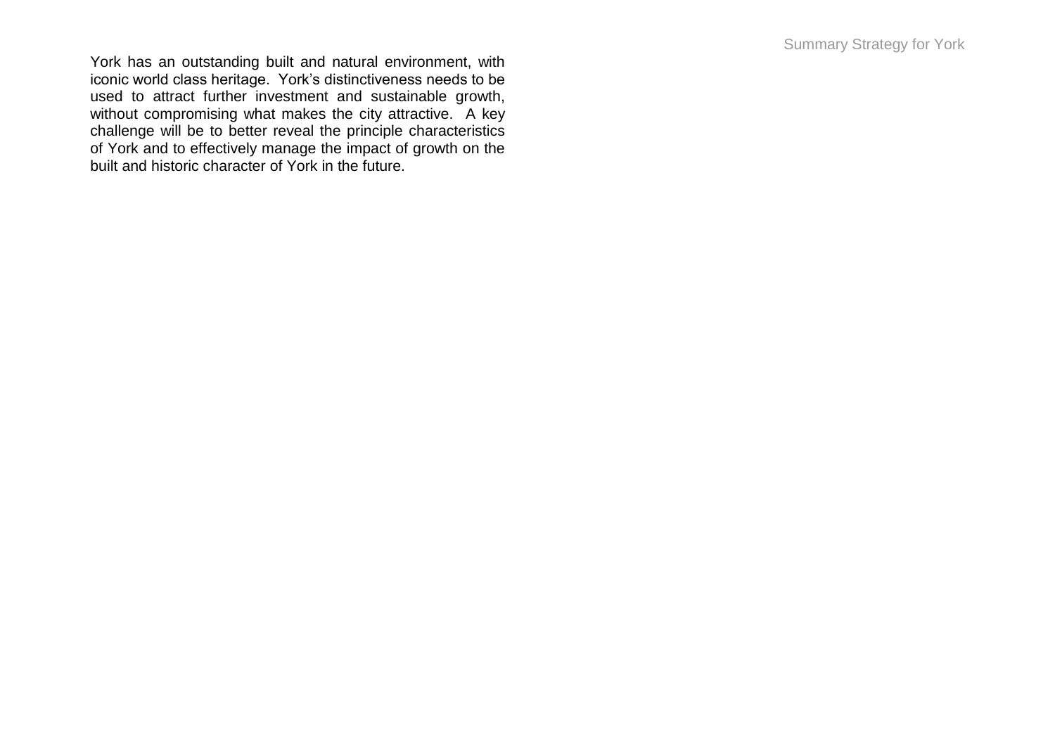York has an outstanding built and natural environment, with iconic world class heritage. York's distinctiveness needs to be used to attract further investment and sustainable growth, without compromising what makes the city attractive. A key challenge will be to better reveal the principle characteristics of York and to effectively manage the impact of growth on the built and historic character of York in the future.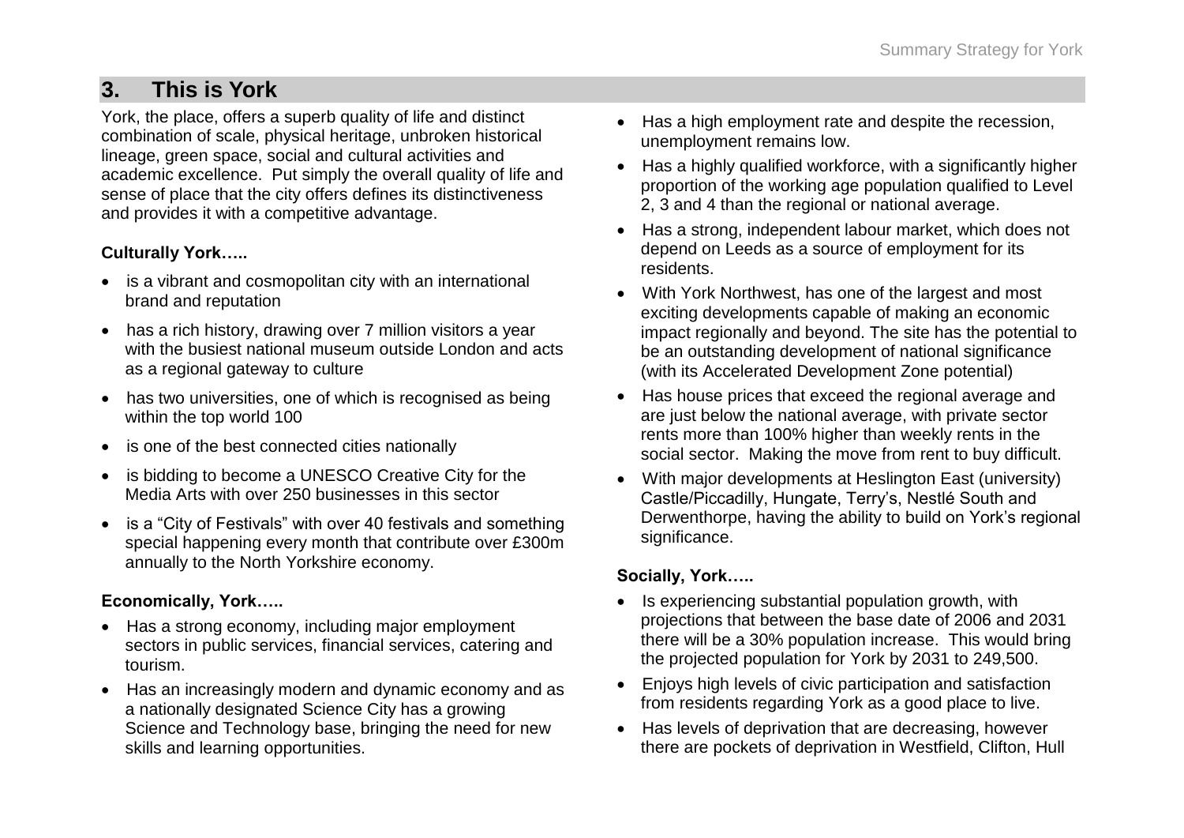## 3. This is York

York, the place, offers a superb quality of life and distinct combination of scale, physical heritage, unbroken historical lineage, green space, social and cultural activities and academic excellence. Put simply the overall quality of life and sense of place that the city offers defines its distinctiveness and provides it with a competitive advantage.

**Culturally York…..**

- is a vibrant and cosmopolitan city with an international brand and reputation
- has a rich history, drawing over 7 million visitors a year with the busiest national museum outside London and acts as a regional gateway to culture
- has two universities, one of which is recognised as being within the top world 100
- is one of the best connected cities nationally
- is bidding to become a UNESCO Creative City for the Media Arts with over 250 businesses in this sector
- is a "City of Festivals" with over 40 festivals and something special happening every month that contribute over £300m annually to the North Yorkshire economy.

**Economically, York…..**

- Has a strong economy, including major employment sectors in public services, financial services, catering and tourism.
- Has an increasingly modern and dynamic economy and as a nationally designated Science City has a growing Science and Technology base, bringing the need for new skills and learning opportunities.
- Has a high employment rate and despite the recession, unemployment remains low.
- Has a highly qualified workforce, with a significantly higher proportion of the working age population qualified to Level 2, 3 and 4 than the regional or national average.
- Has a strong, independent labour market, which does not depend on Leeds as a source of employment for its residents.
- With York Northwest, has one of the largest and most exciting developments capable of making an economic impact regionally and beyond. The site has the potential to be an outstanding development of national significance (with its Accelerated Development Zone potential)
- Has house prices that exceed the regional average and are just below the national average, with private sector rents more than 100% higher than weekly rents in the social sector. Making the move from rent to buy difficult.
- With major developments at Heslington East (university) Castle/Piccadilly, Hungate, Terry's, Nestlé South and Derwenthorpe, having the ability to build on York's regional significance.

**Socially, York…..**

- Is experiencing substantial population growth, with projections that between the base date of 2006 and 2031 there will be a 30% population increase. This would bring the projected population for York by 2031 to 249,500.
- Enjoys high levels of civic participation and satisfaction from residents regarding York as a good place to live.
- Has levels of deprivation that are decreasing, however there are pockets of deprivation in Westfield, Clifton, Hull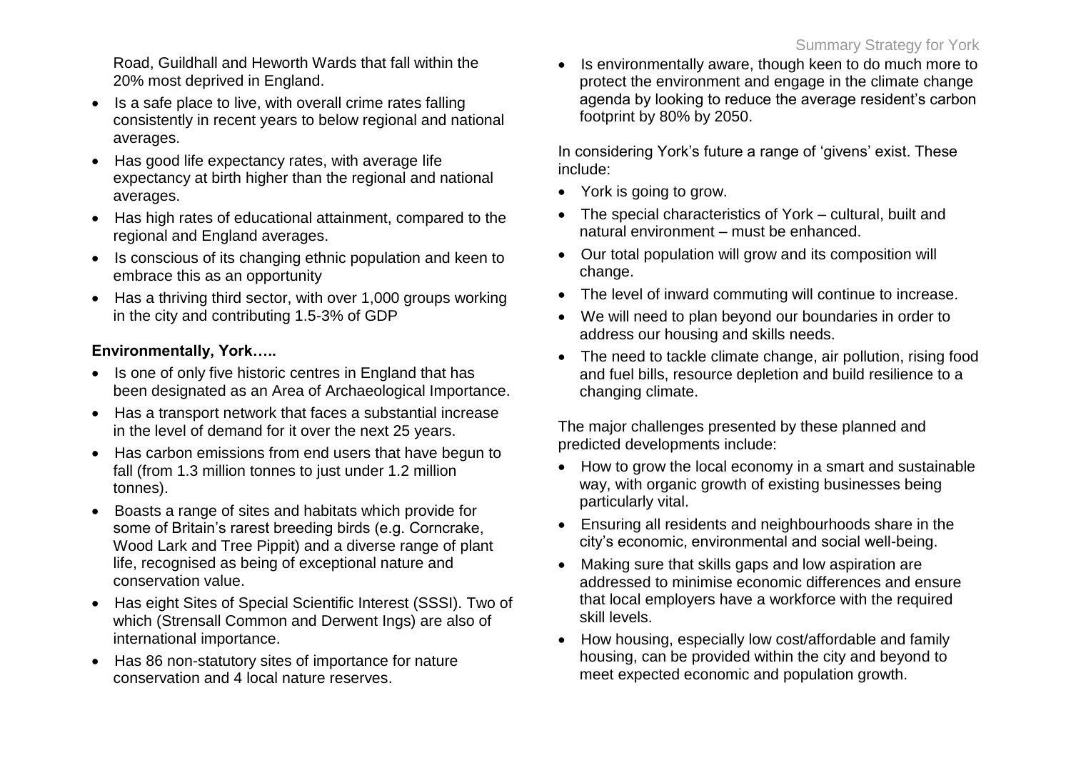Road, Guildhall and Heworth Wards that fall within the 20% most deprived in England.

- Is a safe place to live, with overall crime rates falling consistently in recent years to below regional and national averages.
- Has good life expectancy rates, with average life expectancy at birth higher than the regional and national averages.
- Has high rates of educational attainment, compared to the regional and England averages.
- Is conscious of its changing ethnic population and keen to embrace this as an opportunity
- Has a thriving third sector, with over 1,000 groups working in the city and contributing 1.5-3% of GDP

**Environmentally, York…..**

- Is one of only five historic centres in England that has been designated as an Area of Archaeological Importance.
- Has a transport network that faces a substantial increase in the level of demand for it over the next 25 years.
- Has carbon emissions from end users that have begun to fall (from 1.3 million tonnes to just under 1.2 million tonnes).
- Boasts a range of sites and habitats which provide for some of Britain's rarest breeding birds (e.g. Corncrake, Wood Lark and Tree Pippit) and a diverse range of plant life, recognised as being of exceptional nature and conservation value.
- Has eight Sites of Special Scientific Interest (SSSI). Two of which (Strensall Common and Derwent Ings) are also of international importance.
- Has 86 non-statutory sites of importance for nature conservation and 4 local nature reserves.
- Is environmentally aware, though keen to do much more to protect the environment and engage in the climate change agenda by looking to reduce the average resident's carbon footprint by 80% by 2050.

In considering York's future a range of 'givens' exist. These include:

- York is going to grow.
- The special characteristics of York – cultural, built and natural environment – must be enhanced.
- Our total population will grow and its composition will change.
- The level of inward commuting will continue to increase.
- We will need to plan beyond our boundaries in order to address our housing and skills needs.
- The need to tackle climate change, air pollution, rising food and fuel bills, resource depletion and build resilience to a changing climate.

The major challenges presented by these planned and predicted developments include:

- How to grow the local economy in a smart and sustainable way, with organic growth of existing businesses being particularly vital.
- Ensuring all residents and neighbourhoods share in the city's economic, environmental and social well-being.
- Making sure that skills gaps and low aspiration are addressed to minimise economic differences and ensure that local employers have a workforce with the required skill levels.
- How housing, especially low cost/affordable and family housing, can be provided within the city and beyond to meet expected economic and population growth.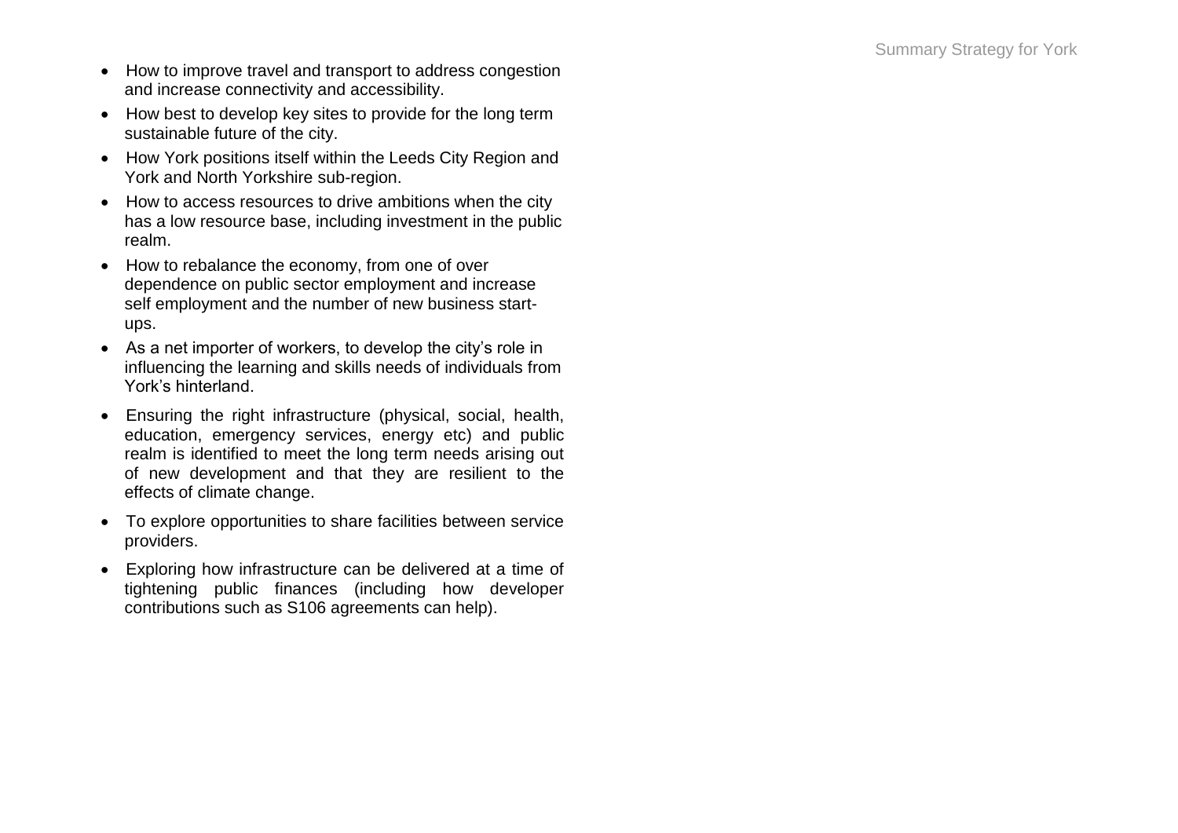- How to improve travel and transport to address congestion and increase connectivity and accessibility.
- How best to develop key sites to provide for the long term sustainable future of the city.
- How York positions itself within the Leeds City Region and York and North Yorkshire sub-region.
- How to access resources to drive ambitions when the city has a low resource base, including investment in the public realm.
- How to rebalance the economy, from one of over dependence on public sector employment and increase self employment and the number of new business start-ups.
- As a net importer of workers, to develop the city's role in influencing the learning and skills needs of individuals from York's hinterland.
- Ensuring the right infrastructure (physical, social, health, education, emergency services, energy etc) and public realm is identified to meet the long term needs arising out of new development and that they are resilient to the effects of climate change.
- To explore opportunities to share facilities between service providers.
- Exploring how infrastructure can be delivered at a time of tightening public finances (including how developer contributions such as S106 agreements can help).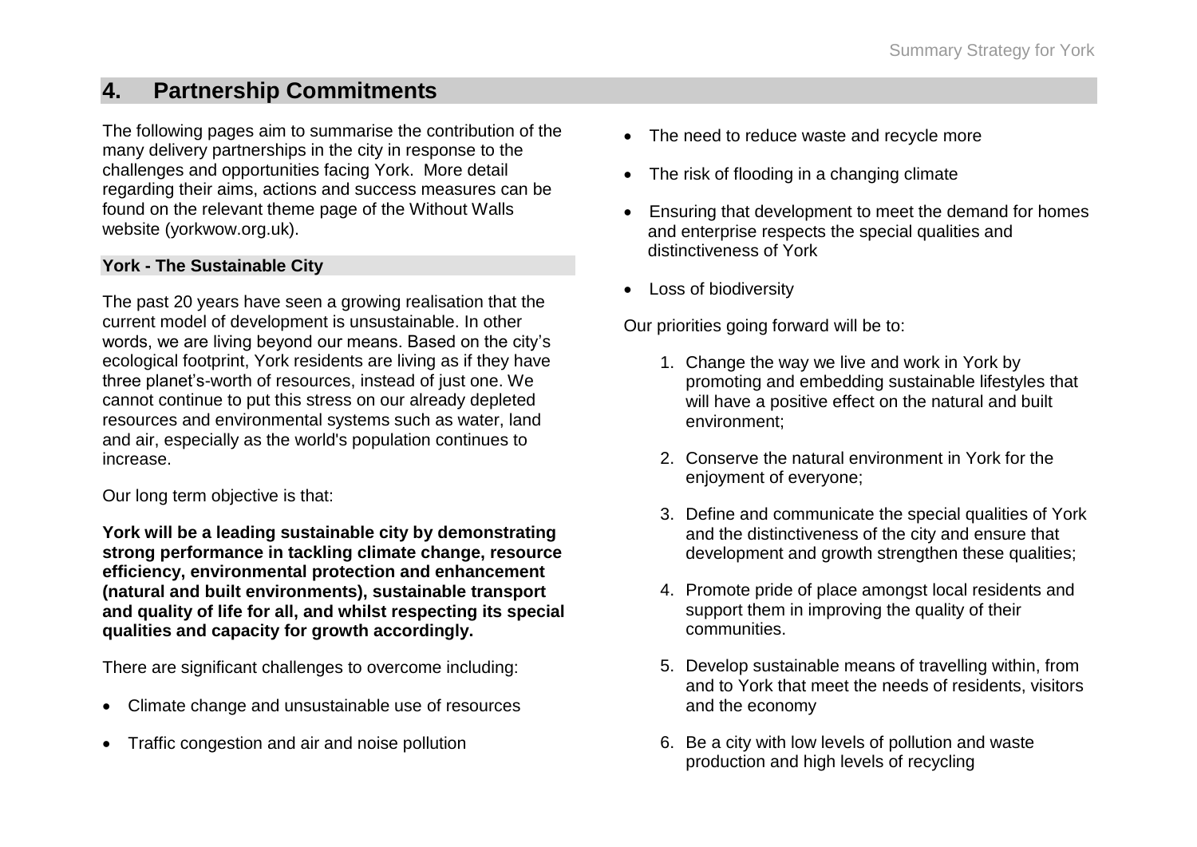## 4. Partnership Commitments

The following pages aim to summarise the contribution of the many delivery partnerships in the city in response to the challenges and opportunities facing York. More detail regarding their aims, actions and success measures can be found on the relevant theme page of the Without Walls website (yorkwow.org.uk).

### York - The Sustainable City

The past 20 years have seen a growing realisation that the current model of development is unsustainable. In other words, we are living beyond our means. Based on the city's ecological footprint, York residents are living as if they have three planet's-worth of resources, instead of just one. We cannot continue to put this stress on our already depleted resources and environmental systems such as water, land and air, especially as the world's population continues to increase.

Our long term objective is that:

**York will be a leading sustainable city by demonstrating strong performance in tackling climate change, resource efficiency, environmental protection and enhancement (natural and built environments), sustainable transport and quality of life for all, and whilst respecting its special qualities and capacity for growth accordingly.**

There are significant challenges to overcome including:

- Climate change and unsustainable use of resources
- Traffic congestion and air and noise pollution
- The need to reduce waste and recycle more
- The risk of flooding in a changing climate
- Ensuring that development to meet the demand for homes and enterprise respects the special qualities and distinctiveness of York
- Loss of biodiversity

Our priorities going forward will be to:

1. Change the way we live and work in York by promoting and embedding sustainable lifestyles that will have a positive effect on the natural and built environment;
2. Conserve the natural environment in York for the enjoyment of everyone;
3. Define and communicate the special qualities of York and the distinctiveness of the city and ensure that development and growth strengthen these qualities;
4. Promote pride of place amongst local residents and support them in improving the quality of their communities.
5. Develop sustainable means of travelling within, from and to York that meet the needs of residents, visitors and the economy
6. Be a city with low levels of pollution and waste production and high levels of recycling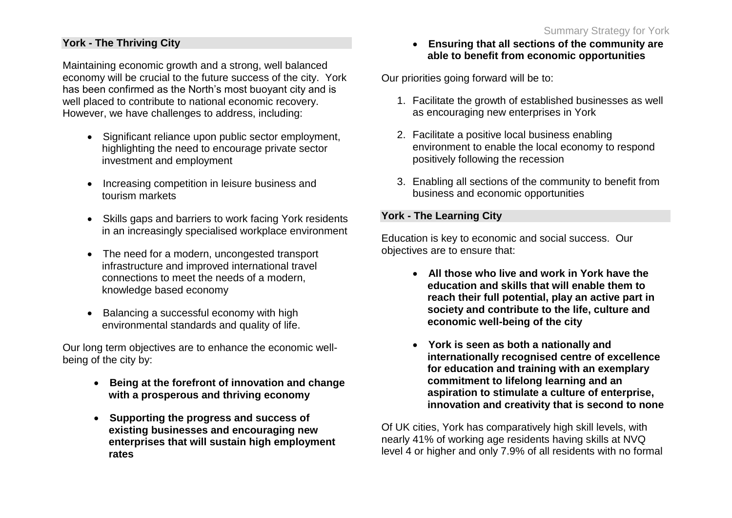## York - The Thriving City

Maintaining economic growth and a strong, well balanced economy will be crucial to the future success of the city. York has been confirmed as the North's most buoyant city and is well placed to contribute to national economic recovery. However, we have challenges to address, including:

- Significant reliance upon public sector employment, highlighting the need to encourage private sector investment and employment
- Increasing competition in leisure business and tourism markets
- Skills gaps and barriers to work facing York residents in an increasingly specialised workplace environment
- The need for a modern, uncongested transport infrastructure and improved international travel connections to meet the needs of a modern, knowledge based economy
- Balancing a successful economy with high environmental standards and quality of life.

Our long term objectives are to enhance the economic well-being of the city by:

- **Being at the forefront of innovation and change with a prosperous and thriving economy**
- **Supporting the progress and success of existing businesses and encouraging new enterprises that will sustain high employment rates**
- **Ensuring that all sections of the community are able to benefit from economic opportunities**

Our priorities going forward will be to:

1. Facilitate the growth of established businesses as well as encouraging new enterprises in York
2. Facilitate a positive local business enabling environment to enable the local economy to respond positively following the recession
3. Enabling all sections of the community to benefit from business and economic opportunities

## York - The Learning City

Education is key to economic and social success. Our objectives are to ensure that:

- **All those who live and work in York have the education and skills that will enable them to reach their full potential, play an active part in society and contribute to the life, culture and economic well-being of the city**
- **York is seen as both a nationally and internationally recognised centre of excellence for education and training with an exemplary commitment to lifelong learning and an aspiration to stimulate a culture of enterprise, innovation and creativity that is second to none**

Of UK cities, York has comparatively high skill levels, with nearly 41% of working age residents having skills at NVQ level 4 or higher and only 7.9% of all residents with no formal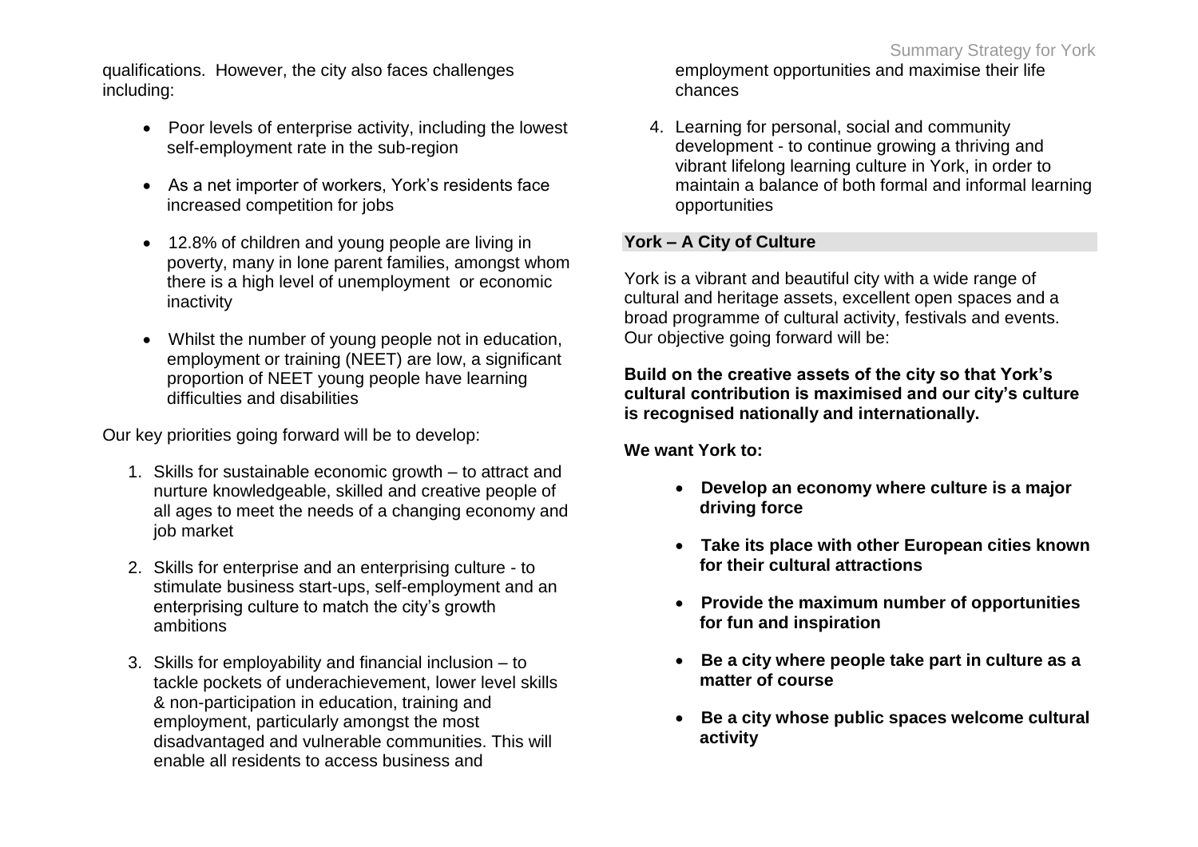qualifications. However, the city also faces challenges including:

- Poor levels of enterprise activity, including the lowest self-employment rate in the sub-region
- As a net importer of workers, York's residents face increased competition for jobs
- 12.8% of children and young people are living in poverty, many in lone parent families, amongst whom there is a high level of unemployment or economic inactivity
- Whilst the number of young people not in education, employment or training (NEET) are low, a significant proportion of NEET young people have learning difficulties and disabilities

Our key priorities going forward will be to develop:

1. Skills for sustainable economic growth – to attract and nurture knowledgeable, skilled and creative people of all ages to meet the needs of a changing economy and job market
2. Skills for enterprise and an enterprising culture - to stimulate business start-ups, self-employment and an enterprising culture to match the city's growth ambitions
3. Skills for employability and financial inclusion – to tackle pockets of underachievement, lower level skills & non-participation in education, training and employment, particularly amongst the most disadvantaged and vulnerable communities. This will enable all residents to access business and employment opportunities and maximise their life chances
4. Learning for personal, social and community development - to continue growing a thriving and vibrant lifelong learning culture in York, in order to maintain a balance of both formal and informal learning opportunities

## York – A City of Culture

York is a vibrant and beautiful city with a wide range of cultural and heritage assets, excellent open spaces and a broad programme of cultural activity, festivals and events. Our objective going forward will be:

**Build on the creative assets of the city so that York's cultural contribution is maximised and our city's culture is recognised nationally and internationally.**

**We want York to:**

- **Develop an economy where culture is a major driving force**
- **Take its place with other European cities known for their cultural attractions**
- **Provide the maximum number of opportunities for fun and inspiration**
- **Be a city where people take part in culture as a matter of course**
- **Be a city whose public spaces welcome cultural activity**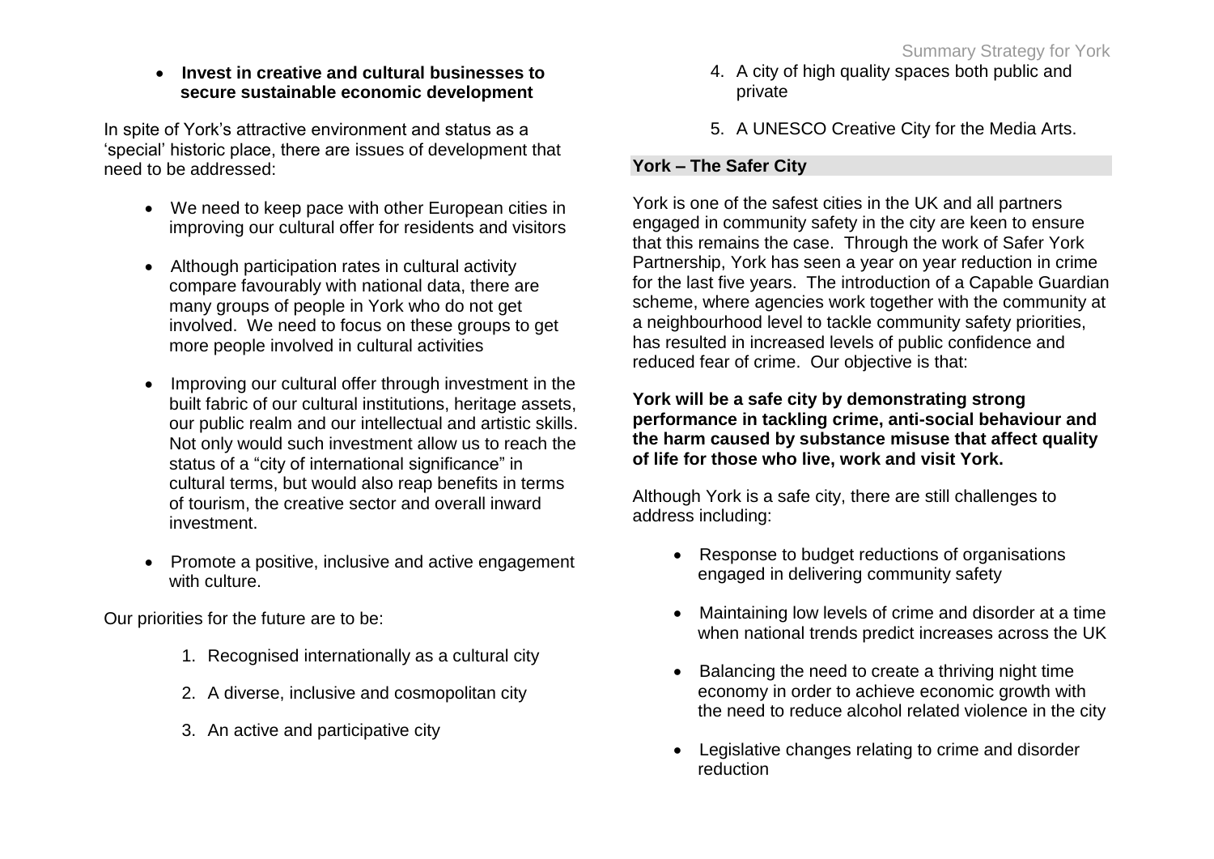- **Invest in creative and cultural businesses to secure sustainable economic development**

In spite of York's attractive environment and status as a 'special' historic place, there are issues of development that need to be addressed:

- We need to keep pace with other European cities in improving our cultural offer for residents and visitors
- Although participation rates in cultural activity compare favourably with national data, there are many groups of people in York who do not get involved. We need to focus on these groups to get more people involved in cultural activities
- Improving our cultural offer through investment in the built fabric of our cultural institutions, heritage assets, our public realm and our intellectual and artistic skills. Not only would such investment allow us to reach the status of a "city of international significance" in cultural terms, but would also reap benefits in terms of tourism, the creative sector and overall inward investment.
- Promote a positive, inclusive and active engagement with culture.

Our priorities for the future are to be:

1. Recognised internationally as a cultural city
2. A diverse, inclusive and cosmopolitan city
3. An active and participative city
4. A city of high quality spaces both public and private
5. A UNESCO Creative City for the Media Arts.

## York – The Safer City

York is one of the safest cities in the UK and all partners engaged in community safety in the city are keen to ensure that this remains the case. Through the work of Safer York Partnership, York has seen a year on year reduction in crime for the last five years. The introduction of a Capable Guardian scheme, where agencies work together with the community at a neighbourhood level to tackle community safety priorities, has resulted in increased levels of public confidence and reduced fear of crime. Our objective is that:

**York will be a safe city by demonstrating strong performance in tackling crime, anti-social behaviour and the harm caused by substance misuse that affect quality of life for those who live, work and visit York.**

Although York is a safe city, there are still challenges to address including:

- Response to budget reductions of organisations engaged in delivering community safety
- Maintaining low levels of crime and disorder at a time when national trends predict increases across the UK
- Balancing the need to create a thriving night time economy in order to achieve economic growth with the need to reduce alcohol related violence in the city
- Legislative changes relating to crime and disorder reduction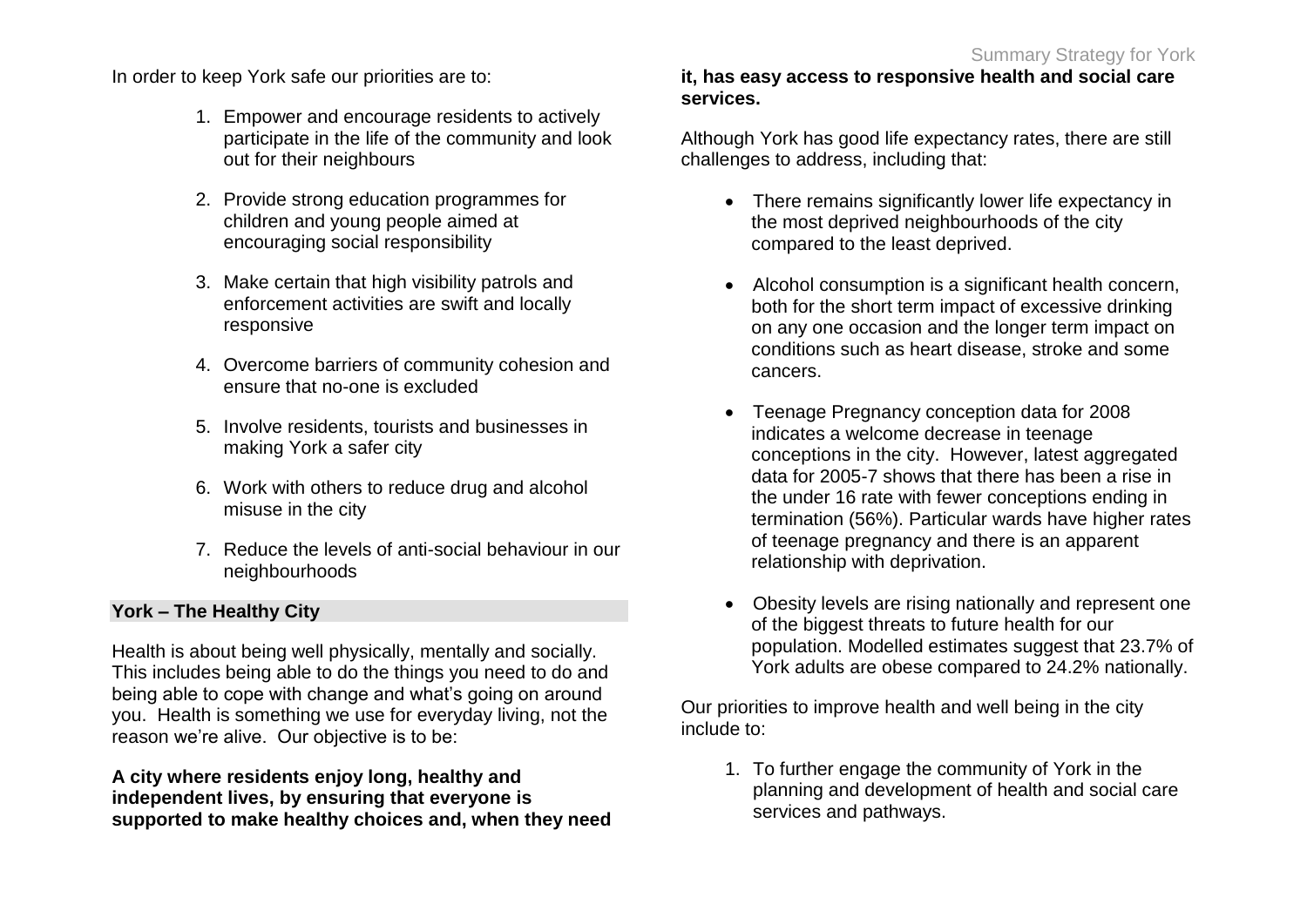In order to keep York safe our priorities are to:

1. Empower and encourage residents to actively participate in the life of the community and look out for their neighbours
2. Provide strong education programmes for children and young people aimed at encouraging social responsibility
3. Make certain that high visibility patrols and enforcement activities are swift and locally responsive
4. Overcome barriers of community cohesion and ensure that no-one is excluded
5. Involve residents, tourists and businesses in making York a safer city
6. Work with others to reduce drug and alcohol misuse in the city
7. Reduce the levels of anti-social behaviour in our neighbourhoods

## York – The Healthy City

Health is about being well physically, mentally and socially. This includes being able to do the things you need to do and being able to cope with change and what's going on around you. Health is something we use for everyday living, not the reason we're alive. Our objective is to be:

**A city where residents enjoy long, healthy and independent lives, by ensuring that everyone is supported to make healthy choices and, when they need it, has easy access to responsive health and social care services.**

Although York has good life expectancy rates, there are still challenges to address, including that:

- There remains significantly lower life expectancy in the most deprived neighbourhoods of the city compared to the least deprived.
- Alcohol consumption is a significant health concern, both for the short term impact of excessive drinking on any one occasion and the longer term impact on conditions such as heart disease, stroke and some cancers.
- Teenage Pregnancy conception data for 2008 indicates a welcome decrease in teenage conceptions in the city. However, latest aggregated data for 2005-7 shows that there has been a rise in the under 16 rate with fewer conceptions ending in termination (56%). Particular wards have higher rates of teenage pregnancy and there is an apparent relationship with deprivation.
- Obesity levels are rising nationally and represent one of the biggest threats to future health for our population. Modelled estimates suggest that 23.7% of York adults are obese compared to 24.2% nationally.

Our priorities to improve health and well being in the city include to:

1. To further engage the community of York in the planning and development of health and social care services and pathways.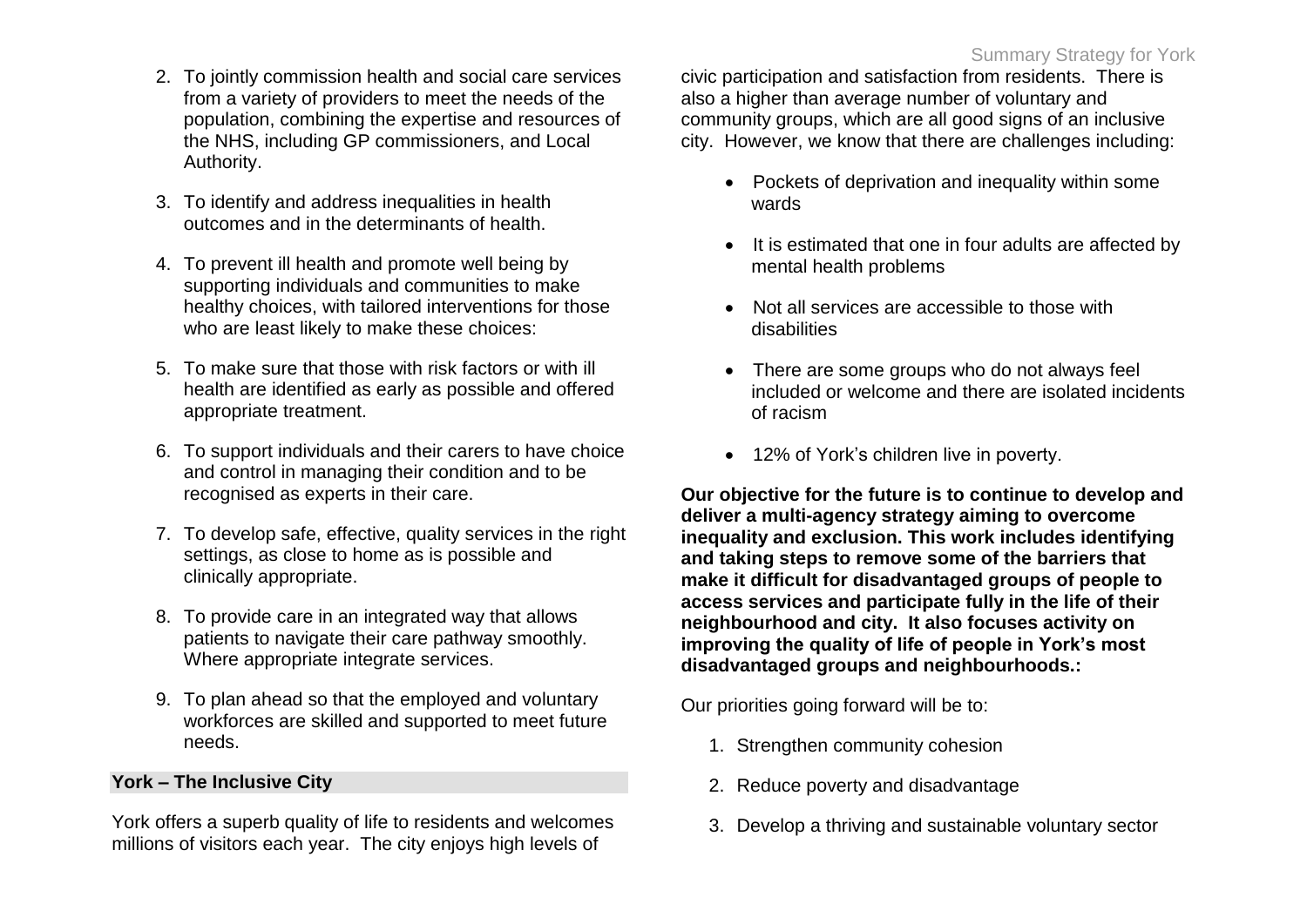2. To jointly commission health and social care services from a variety of providers to meet the needs of the population, combining the expertise and resources of the NHS, including GP commissioners, and Local Authority.

3. To identify and address inequalities in health outcomes and in the determinants of health.

4. To prevent ill health and promote well being by supporting individuals and communities to make healthy choices, with tailored interventions for those who are least likely to make these choices:

5. To make sure that those with risk factors or with ill health are identified as early as possible and offered appropriate treatment.

6. To support individuals and their carers to have choice and control in managing their condition and to be recognised as experts in their care.

7. To develop safe, effective, quality services in the right settings, as close to home as is possible and clinically appropriate.

8. To provide care in an integrated way that allows patients to navigate their care pathway smoothly. Where appropriate integrate services.

9. To plan ahead so that the employed and voluntary workforces are skilled and supported to meet future needs.

## York – The Inclusive City

York offers a superb quality of life to residents and welcomes millions of visitors each year. The city enjoys high levels of civic participation and satisfaction from residents. There is also a higher than average number of voluntary and community groups, which are all good signs of an inclusive city. However, we know that there are challenges including:

- Pockets of deprivation and inequality within some wards
- It is estimated that one in four adults are affected by mental health problems
- Not all services are accessible to those with disabilities
- There are some groups who do not always feel included or welcome and there are isolated incidents of racism
- 12% of York's children live in poverty.

**Our objective for the future is to continue to develop and deliver a multi-agency strategy aiming to overcome inequality and exclusion. This work includes identifying and taking steps to remove some of the barriers that make it difficult for disadvantaged groups of people to access services and participate fully in the life of their neighbourhood and city. It also focuses activity on improving the quality of life of people in York's most disadvantaged groups and neighbourhoods.:**

Our priorities going forward will be to:

1. Strengthen community cohesion
2. Reduce poverty and disadvantage
3. Develop a thriving and sustainable voluntary sector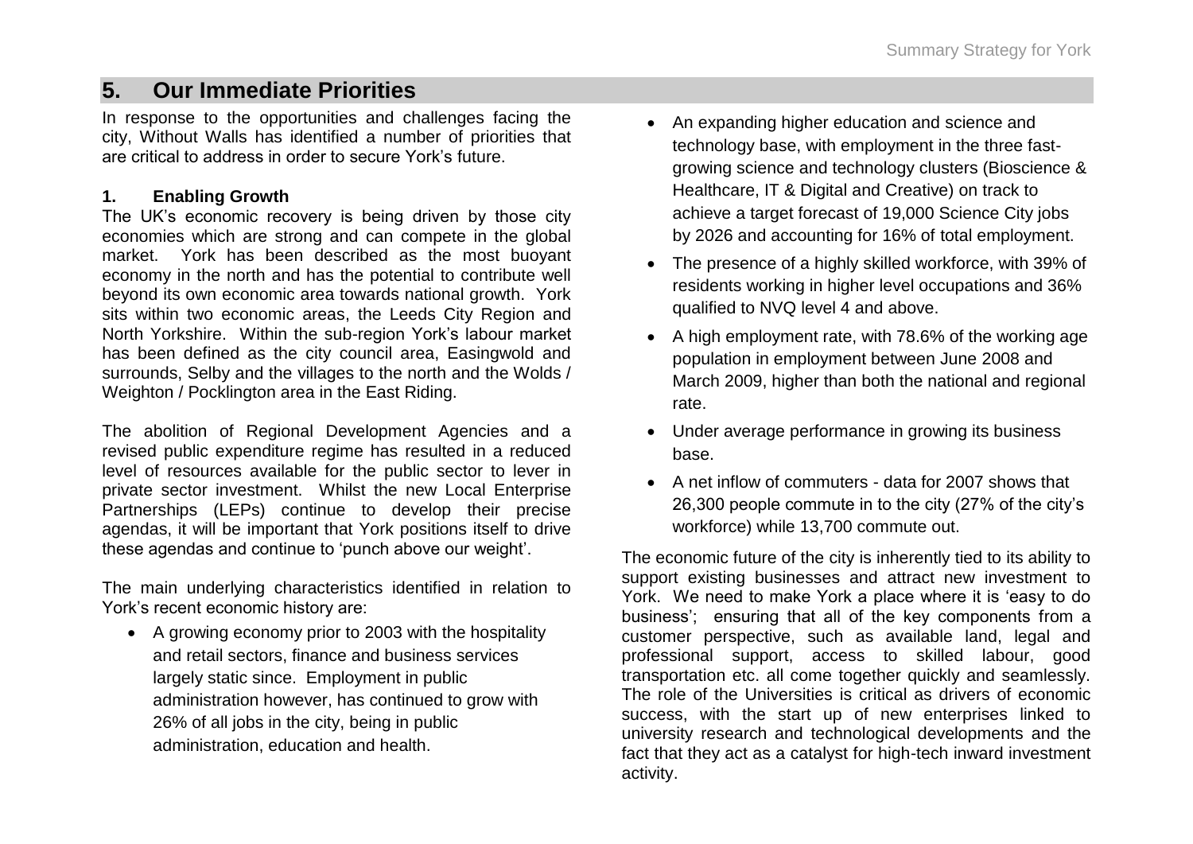## 5. Our Immediate Priorities

In response to the opportunities and challenges facing the city, Without Walls has identified a number of priorities that are critical to address in order to secure York's future.

### 1. Enabling Growth

The UK's economic recovery is being driven by those city economies which are strong and can compete in the global market. York has been described as the most buoyant economy in the north and has the potential to contribute well beyond its own economic area towards national growth. York sits within two economic areas, the Leeds City Region and North Yorkshire. Within the sub-region York's labour market has been defined as the city council area, Easingwold and surrounds, Selby and the villages to the north and the Wolds / Weighton / Pocklington area in the East Riding.

The abolition of Regional Development Agencies and a revised public expenditure regime has resulted in a reduced level of resources available for the public sector to lever in private sector investment. Whilst the new Local Enterprise Partnerships (LEPs) continue to develop their precise agendas, it will be important that York positions itself to drive these agendas and continue to 'punch above our weight'.

The main underlying characteristics identified in relation to York's recent economic history are:

- A growing economy prior to 2003 with the hospitality and retail sectors, finance and business services largely static since. Employment in public administration however, has continued to grow with 26% of all jobs in the city, being in public administration, education and health.
- An expanding higher education and science and technology base, with employment in the three fast-growing science and technology clusters (Bioscience & Healthcare, IT & Digital and Creative) on track to achieve a target forecast of 19,000 Science City jobs by 2026 and accounting for 16% of total employment.
- The presence of a highly skilled workforce, with 39% of residents working in higher level occupations and 36% qualified to NVQ level 4 and above.
- A high employment rate, with 78.6% of the working age population in employment between June 2008 and March 2009, higher than both the national and regional rate.
- Under average performance in growing its business base.
- A net inflow of commuters - data for 2007 shows that 26,300 people commute in to the city (27% of the city's workforce) while 13,700 commute out.

The economic future of the city is inherently tied to its ability to support existing businesses and attract new investment to York. We need to make York a place where it is 'easy to do business'; ensuring that all of the key components from a customer perspective, such as available land, legal and professional support, access to skilled labour, good transportation etc. all come together quickly and seamlessly. The role of the Universities is critical as drivers of economic success, with the start up of new enterprises linked to university research and technological developments and the fact that they act as a catalyst for high-tech inward investment activity.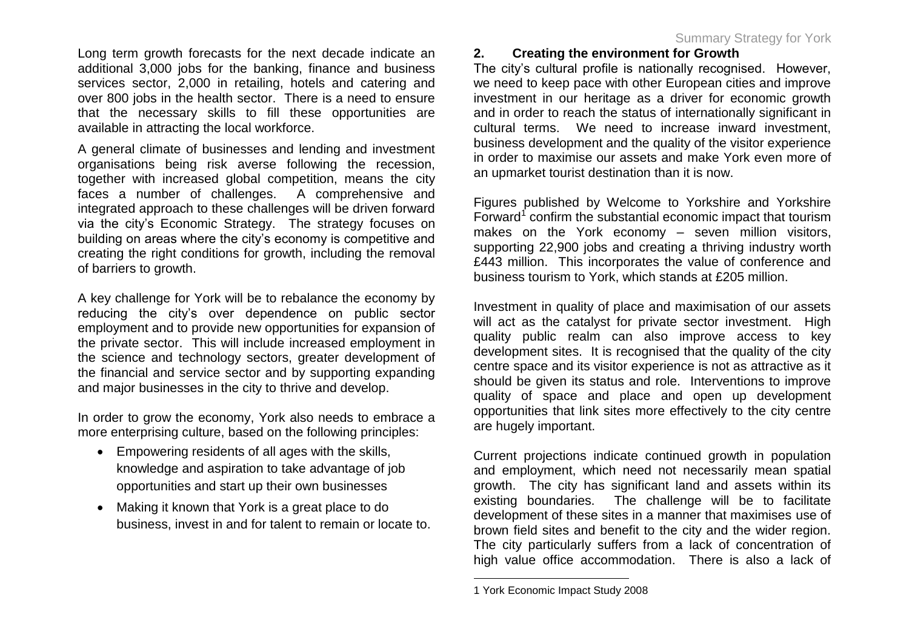Long term growth forecasts for the next decade indicate an additional 3,000 jobs for the banking, finance and business services sector, 2,000 in retailing, hotels and catering and over 800 jobs in the health sector. There is a need to ensure that the necessary skills to fill these opportunities are available in attracting the local workforce.

A general climate of businesses and lending and investment organisations being risk averse following the recession, together with increased global competition, means the city faces a number of challenges. A comprehensive and integrated approach to these challenges will be driven forward via the city's Economic Strategy. The strategy focuses on building on areas where the city's economy is competitive and creating the right conditions for growth, including the removal of barriers to growth.

A key challenge for York will be to rebalance the economy by reducing the city's over dependence on public sector employment and to provide new opportunities for expansion of the private sector. This will include increased employment in the science and technology sectors, greater development of the financial and service sector and by supporting expanding and major businesses in the city to thrive and develop.

In order to grow the economy, York also needs to embrace a more enterprising culture, based on the following principles:

- Empowering residents of all ages with the skills, knowledge and aspiration to take advantage of job opportunities and start up their own businesses
- Making it known that York is a great place to do business, invest in and for talent to remain or locate to.

## 2. Creating the environment for Growth

The city's cultural profile is nationally recognised. However, we need to keep pace with other European cities and improve investment in our heritage as a driver for economic growth and in order to reach the status of internationally significant in cultural terms. We need to increase inward investment, business development and the quality of the visitor experience in order to maximise our assets and make York even more of an upmarket tourist destination than it is now.

Figures published by Welcome to Yorkshire and Yorkshire Forward[1] confirm the substantial economic impact that tourism makes on the York economy – seven million visitors, supporting 22,900 jobs and creating a thriving industry worth £443 million. This incorporates the value of conference and business tourism to York, which stands at £205 million.

Investment in quality of place and maximisation of our assets will act as the catalyst for private sector investment. High quality public realm can also improve access to key development sites. It is recognised that the quality of the city centre space and its visitor experience is not as attractive as it should be given its status and role. Interventions to improve quality of space and place and open up development opportunities that link sites more effectively to the city centre are hugely important.

Current projections indicate continued growth in population and employment, which need not necessarily mean spatial growth. The city has significant land and assets within its existing boundaries. The challenge will be to facilitate development of these sites in a manner that maximises use of brown field sites and benefit to the city and the wider region. The city particularly suffers from a lack of concentration of high value office accommodation. There is also a lack of

1 York Economic Impact Study 2008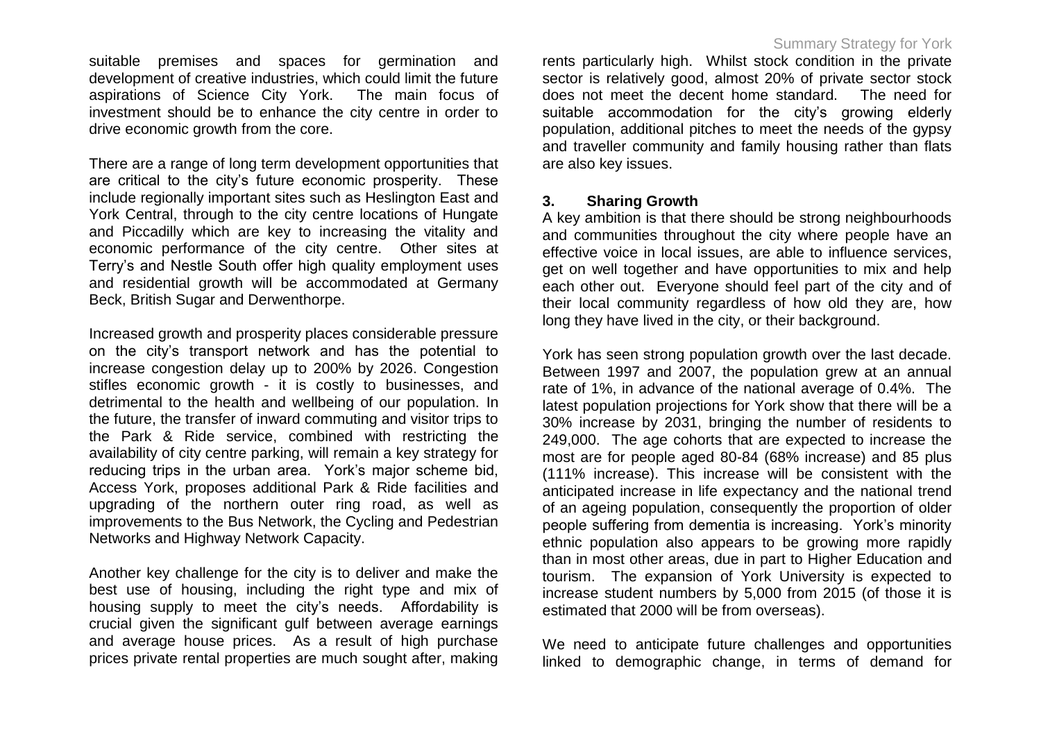suitable premises and spaces for germination and development of creative industries, which could limit the future aspirations of Science City York. The main focus of investment should be to enhance the city centre in order to drive economic growth from the core.

There are a range of long term development opportunities that are critical to the city's future economic prosperity. These include regionally important sites such as Heslington East and York Central, through to the city centre locations of Hungate and Piccadilly which are key to increasing the vitality and economic performance of the city centre. Other sites at Terry's and Nestle South offer high quality employment uses and residential growth will be accommodated at Germany Beck, British Sugar and Derwenthorpe.

Increased growth and prosperity places considerable pressure on the city's transport network and has the potential to increase congestion delay up to 200% by 2026. Congestion stifles economic growth - it is costly to businesses, and detrimental to the health and wellbeing of our population. In the future, the transfer of inward commuting and visitor trips to the Park & Ride service, combined with restricting the availability of city centre parking, will remain a key strategy for reducing trips in the urban area. York's major scheme bid, Access York, proposes additional Park & Ride facilities and upgrading of the northern outer ring road, as well as improvements to the Bus Network, the Cycling and Pedestrian Networks and Highway Network Capacity.

Another key challenge for the city is to deliver and make the best use of housing, including the right type and mix of housing supply to meet the city's needs. Affordability is crucial given the significant gulf between average earnings and average house prices. As a result of high purchase prices private rental properties are much sought after, making rents particularly high. Whilst stock condition in the private sector is relatively good, almost 20% of private sector stock does not meet the decent home standard. The need for suitable accommodation for the city's growing elderly population, additional pitches to meet the needs of the gypsy and traveller community and family housing rather than flats are also key issues.

### 3. Sharing Growth

A key ambition is that there should be strong neighbourhoods and communities throughout the city where people have an effective voice in local issues, are able to influence services, get on well together and have opportunities to mix and help each other out. Everyone should feel part of the city and of their local community regardless of how old they are, how long they have lived in the city, or their background.

York has seen strong population growth over the last decade. Between 1997 and 2007, the population grew at an annual rate of 1%, in advance of the national average of 0.4%. The latest population projections for York show that there will be a 30% increase by 2031, bringing the number of residents to 249,000. The age cohorts that are expected to increase the most are for people aged 80-84 (68% increase) and 85 plus (111% increase). This increase will be consistent with the anticipated increase in life expectancy and the national trend of an ageing population, consequently the proportion of older people suffering from dementia is increasing. York's minority ethnic population also appears to be growing more rapidly than in most other areas, due in part to Higher Education and tourism. The expansion of York University is expected to increase student numbers by 5,000 from 2015 (of those it is estimated that 2000 will be from overseas).

We need to anticipate future challenges and opportunities linked to demographic change, in terms of demand for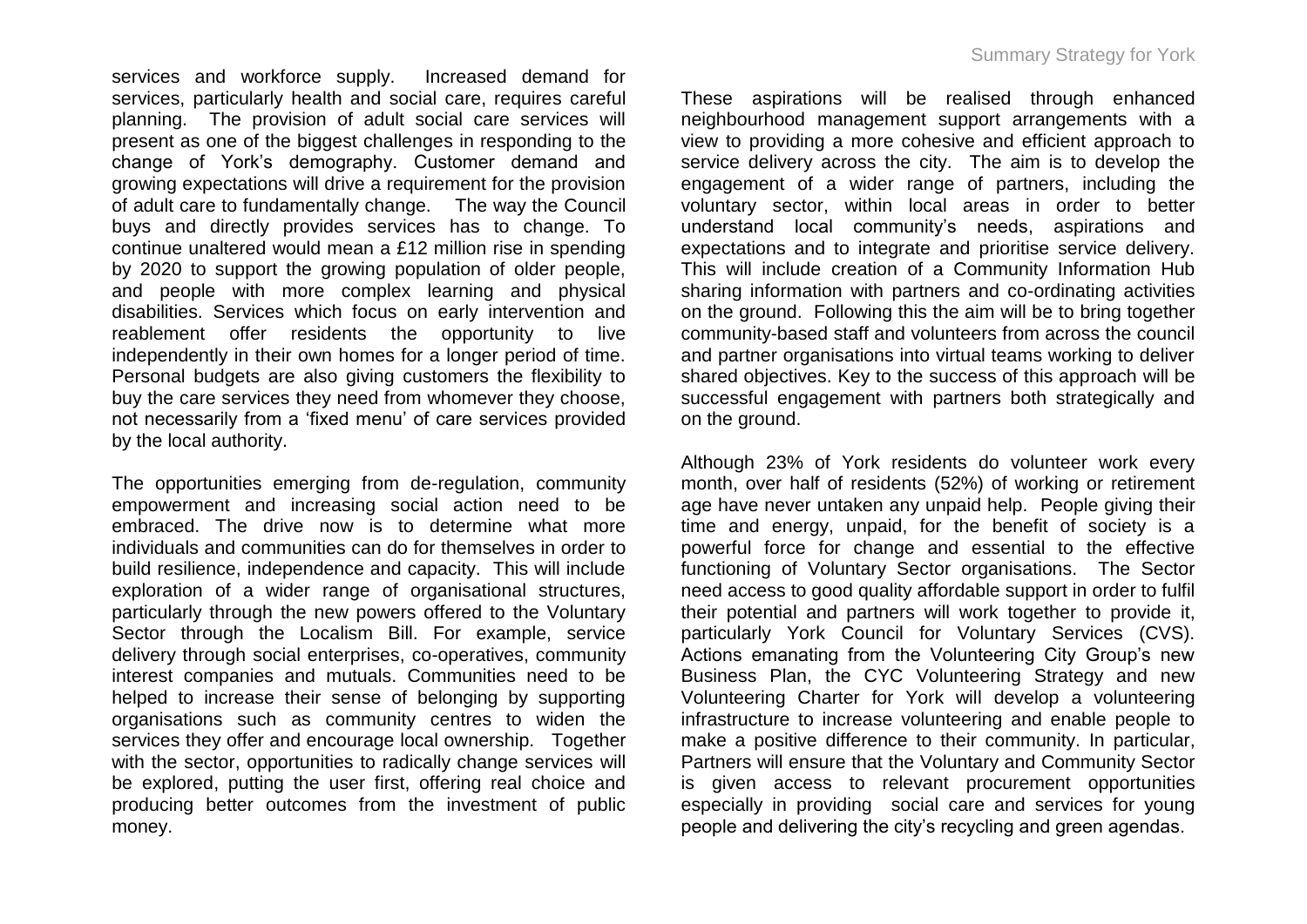services and workforce supply. Increased demand for services, particularly health and social care, requires careful planning. The provision of adult social care services will present as one of the biggest challenges in responding to the change of York's demography. Customer demand and growing expectations will drive a requirement for the provision of adult care to fundamentally change. The way the Council buys and directly provides services has to change. To continue unaltered would mean a £12 million rise in spending by 2020 to support the growing population of older people, and people with more complex learning and physical disabilities. Services which focus on early intervention and reablement offer residents the opportunity to live independently in their own homes for a longer period of time. Personal budgets are also giving customers the flexibility to buy the care services they need from whomever they choose, not necessarily from a 'fixed menu' of care services provided by the local authority.

The opportunities emerging from de-regulation, community empowerment and increasing social action need to be embraced. The drive now is to determine what more individuals and communities can do for themselves in order to build resilience, independence and capacity. This will include exploration of a wider range of organisational structures, particularly through the new powers offered to the Voluntary Sector through the Localism Bill. For example, service delivery through social enterprises, co-operatives, community interest companies and mutuals. Communities need to be helped to increase their sense of belonging by supporting organisations such as community centres to widen the services they offer and encourage local ownership. Together with the sector, opportunities to radically change services will be explored, putting the user first, offering real choice and producing better outcomes from the investment of public money.

These aspirations will be realised through enhanced neighbourhood management support arrangements with a view to providing a more cohesive and efficient approach to service delivery across the city. The aim is to develop the engagement of a wider range of partners, including the voluntary sector, within local areas in order to better understand local community's needs, aspirations and expectations and to integrate and prioritise service delivery. This will include creation of a Community Information Hub sharing information with partners and co-ordinating activities on the ground. Following this the aim will be to bring together community-based staff and volunteers from across the council and partner organisations into virtual teams working to deliver shared objectives. Key to the success of this approach will be successful engagement with partners both strategically and on the ground.

Although 23% of York residents do volunteer work every month, over half of residents (52%) of working or retirement age have never untaken any unpaid help. People giving their time and energy, unpaid, for the benefit of society is a powerful force for change and essential to the effective functioning of Voluntary Sector organisations. The Sector need access to good quality affordable support in order to fulfil their potential and partners will work together to provide it, particularly York Council for Voluntary Services (CVS). Actions emanating from the Volunteering City Group's new Business Plan, the CYC Volunteering Strategy and new Volunteering Charter for York will develop a volunteering infrastructure to increase volunteering and enable people to make a positive difference to their community. In particular, Partners will ensure that the Voluntary and Community Sector is given access to relevant procurement opportunities especially in providing social care and services for young people and delivering the city's recycling and green agendas.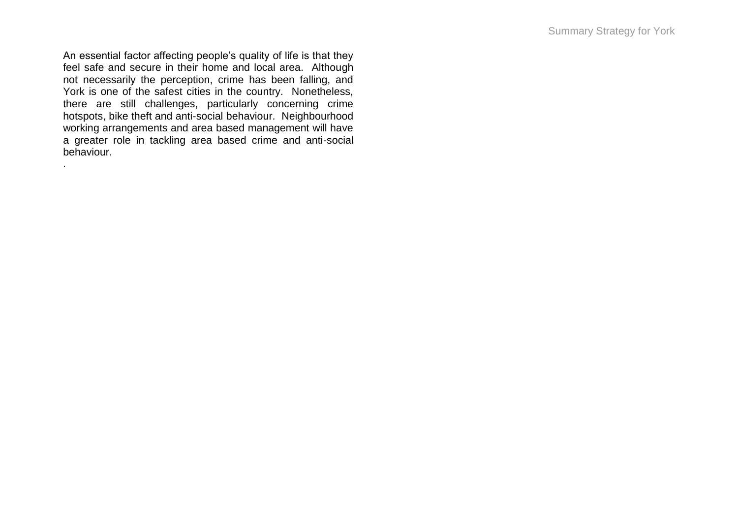An essential factor affecting people's quality of life is that they feel safe and secure in their home and local area. Although not necessarily the perception, crime has been falling, and York is one of the safest cities in the country. Nonetheless, there are still challenges, particularly concerning crime hotspots, bike theft and anti-social behaviour. Neighbourhood working arrangements and area based management will have a greater role in tackling area based crime and anti-social behaviour.

.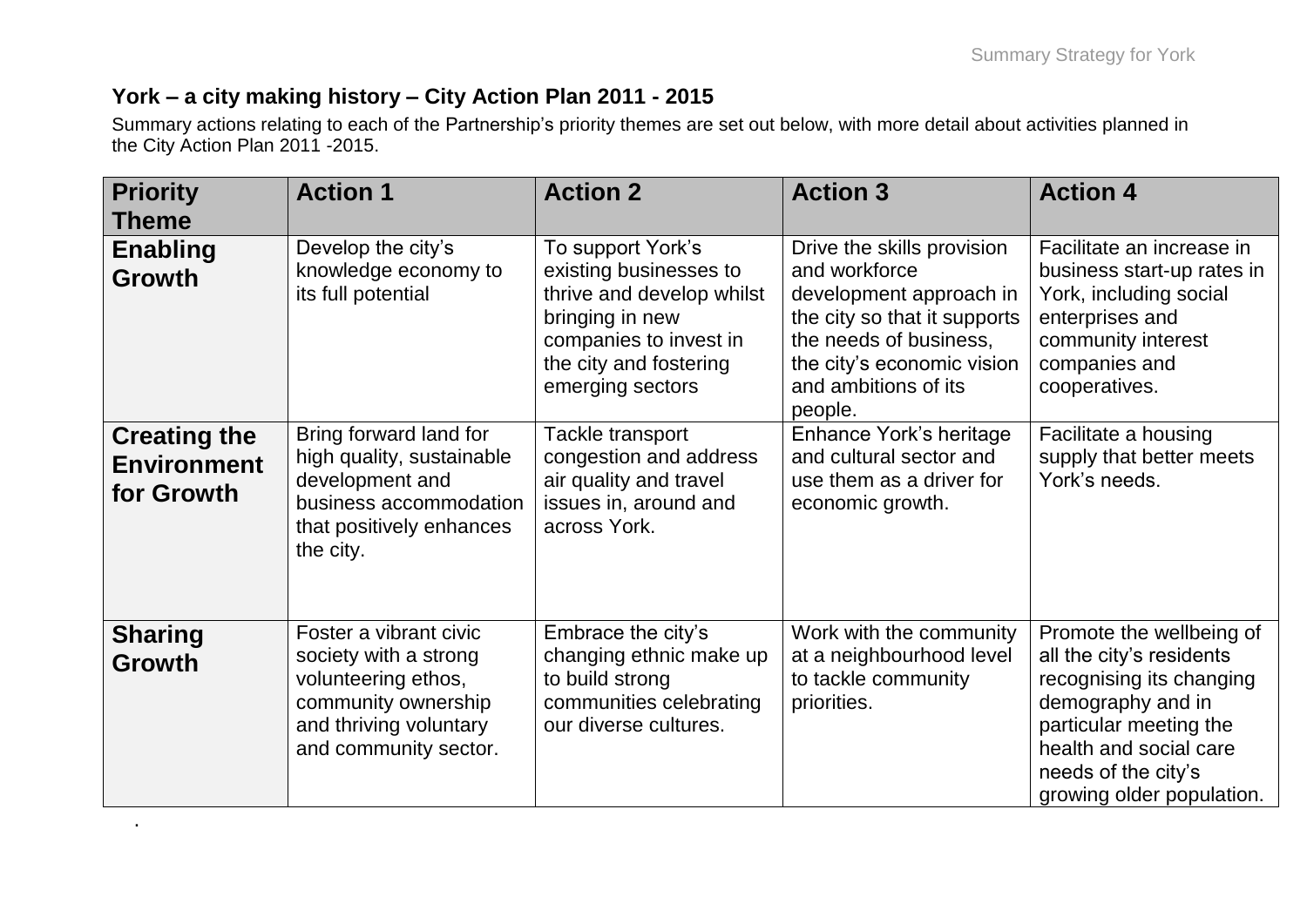## York – a city making history – City Action Plan 2011 - 2015

Summary actions relating to each of the Partnership's priority themes are set out below, with more detail about activities planned in the City Action Plan 2011 -2015.

| Priority Theme | Action 1 | Action 2 | Action 3 | Action 4 |
|---|---|---|---|---|
| **Enabling Growth** | Develop the city's knowledge economy to its full potential | To support York's existing businesses to thrive and develop whilst bringing in new companies to invest in the city and fostering emerging sectors | Drive the skills provision and workforce development approach in the city so that it supports the needs of business, the city's economic vision and ambitions of its people. | Facilitate an increase in business start-up rates in York, including social enterprises and community interest companies and cooperatives. |
| **Creating the Environment for Growth** | Bring forward land for high quality, sustainable development and business accommodation that positively enhances the city. | Tackle transport congestion and address air quality and travel issues in, around and across York. | Enhance York's heritage and cultural sector and use them as a driver for economic growth. | Facilitate a housing supply that better meets York's needs. |
| **Sharing Growth** | Foster a vibrant civic society with a strong volunteering ethos, community ownership and thriving voluntary and community sector. | Embrace the city's changing ethnic make up to build strong communities celebrating our diverse cultures. | Work with the community at a neighbourhood level to tackle community priorities. | Promote the wellbeing of all the city's residents recognising its changing demography and in particular meeting the health and social care needs of the city's growing older population. |

.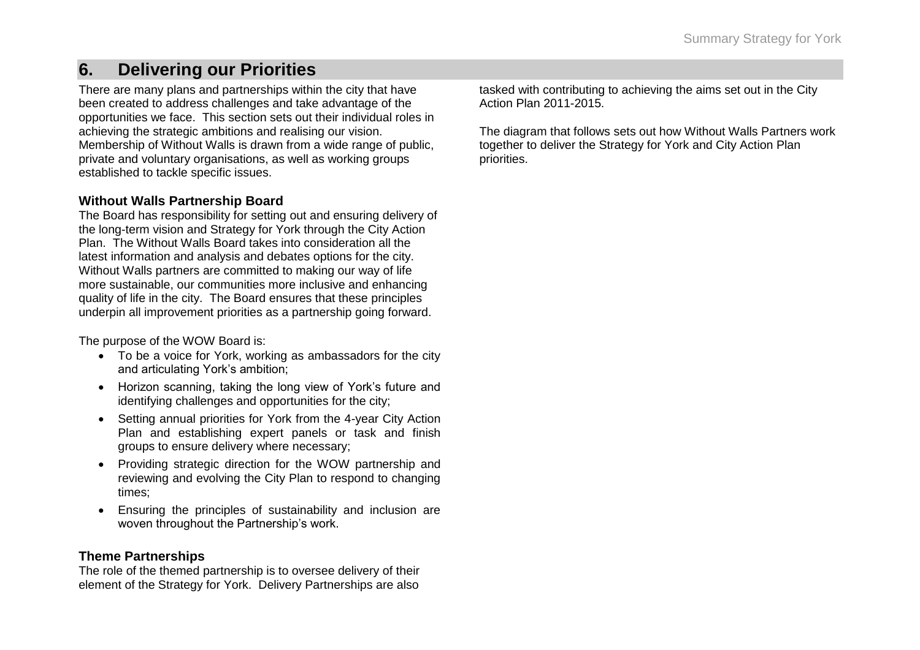## 6. Delivering our Priorities

There are many plans and partnerships within the city that have been created to address challenges and take advantage of the opportunities we face. This section sets out their individual roles in achieving the strategic ambitions and realising our vision. Membership of Without Walls is drawn from a wide range of public, private and voluntary organisations, as well as working groups established to tackle specific issues.

### Without Walls Partnership Board

The Board has responsibility for setting out and ensuring delivery of the long-term vision and Strategy for York through the City Action Plan. The Without Walls Board takes into consideration all the latest information and analysis and debates options for the city. Without Walls partners are committed to making our way of life more sustainable, our communities more inclusive and enhancing quality of life in the city. The Board ensures that these principles underpin all improvement priorities as a partnership going forward.

The purpose of the WOW Board is:

- To be a voice for York, working as ambassadors for the city and articulating York's ambition;
- Horizon scanning, taking the long view of York's future and identifying challenges and opportunities for the city;
- Setting annual priorities for York from the 4-year City Action Plan and establishing expert panels or task and finish groups to ensure delivery where necessary;
- Providing strategic direction for the WOW partnership and reviewing and evolving the City Plan to respond to changing times;
- Ensuring the principles of sustainability and inclusion are woven throughout the Partnership's work.

### Theme Partnerships

The role of the themed partnership is to oversee delivery of their element of the Strategy for York. Delivery Partnerships are also tasked with contributing to achieving the aims set out in the City Action Plan 2011-2015.

The diagram that follows sets out how Without Walls Partners work together to deliver the Strategy for York and City Action Plan priorities.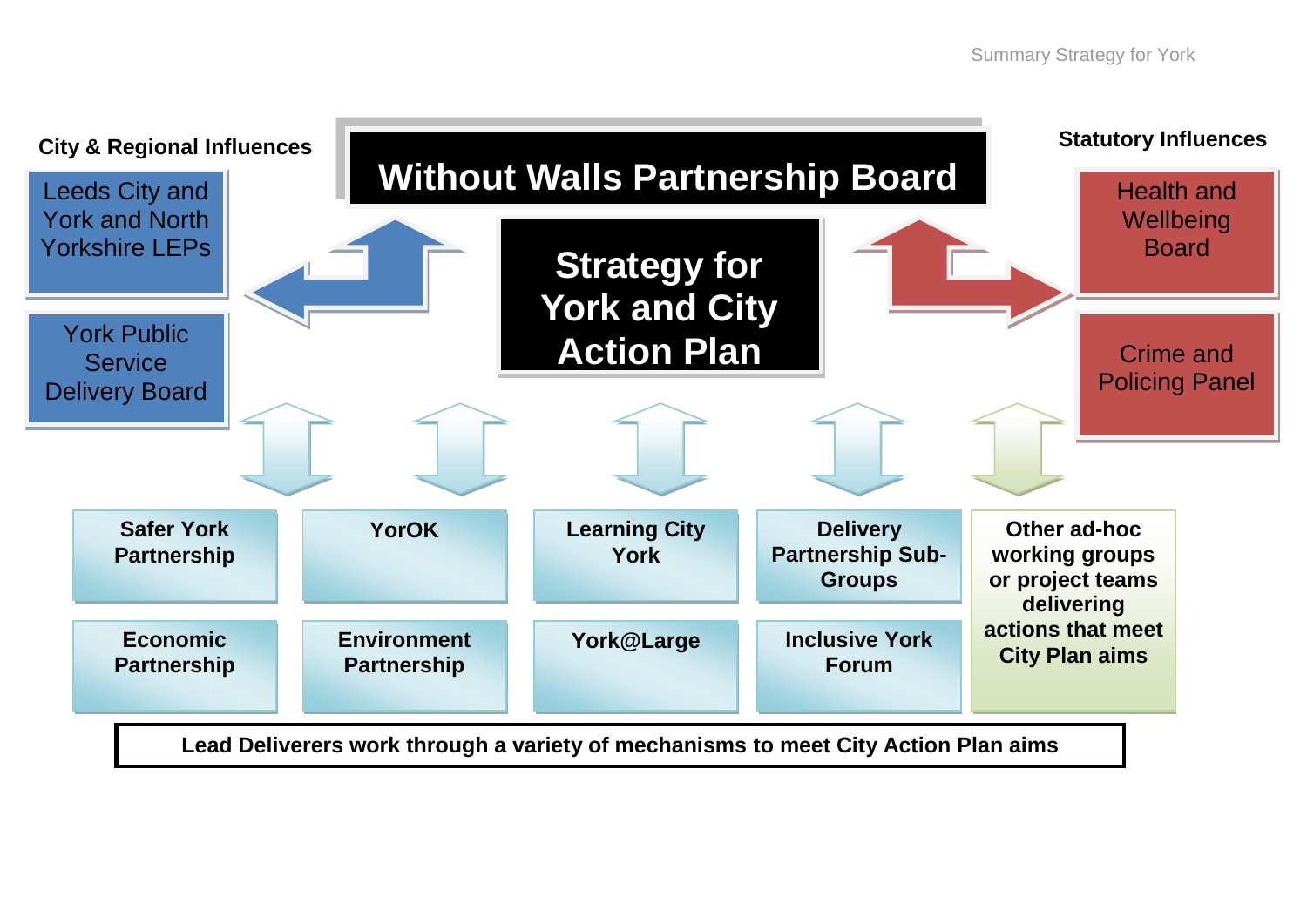## City & Regional Influences

- Leeds City and York and North Yorkshire LEPs
- York Public Service Delivery Board

# Without Walls Partnership Board

## Strategy for York and City Action Plan

## Statutory Influences

- Health and Wellbeing Board
- Crime and Policing Panel

| | | | | |
|---|---|---|---|---|
| **Safer York Partnership** | **YorOK** | **Learning City York** | **Delivery Partnership Sub-Groups** | **Other ad-hoc working groups or project teams delivering actions that meet City Plan aims** |
| **Economic Partnership** | **Environment Partnership** | **York@Large** | **Inclusive York Forum** | |

**Lead Deliverers work through a variety of mechanisms to meet City Action Plan aims**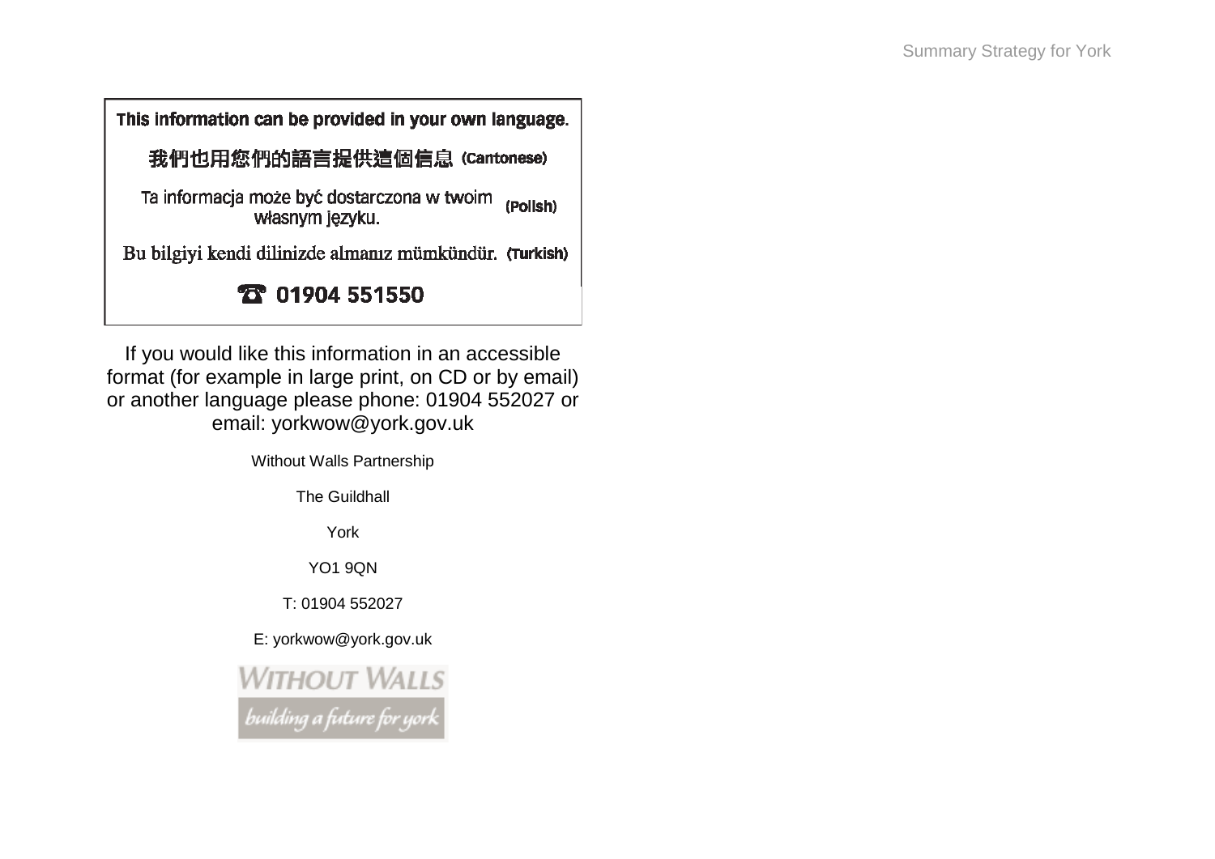**This information can be provided in your own language.**

我們也用您們的語言提供這個信息 **(Cantonese)**

Ta informacja może być dostarczona w twoim własnym języku. **(Polish)**

Bu bilgiyi kendi dilinizde almanız mümkündür. **(Turkish)**

☎ **01904 551550**

If you would like this information in an accessible format (for example in large print, on CD or by email) or another language please phone: 01904 552027 or email: yorkwow@york.gov.uk

Without Walls Partnership

The Guildhall

York

YO1 9QN

T: 01904 552027

E: yorkwow@york.gov.uk

WITHOUT WALLS

*building a future for york*